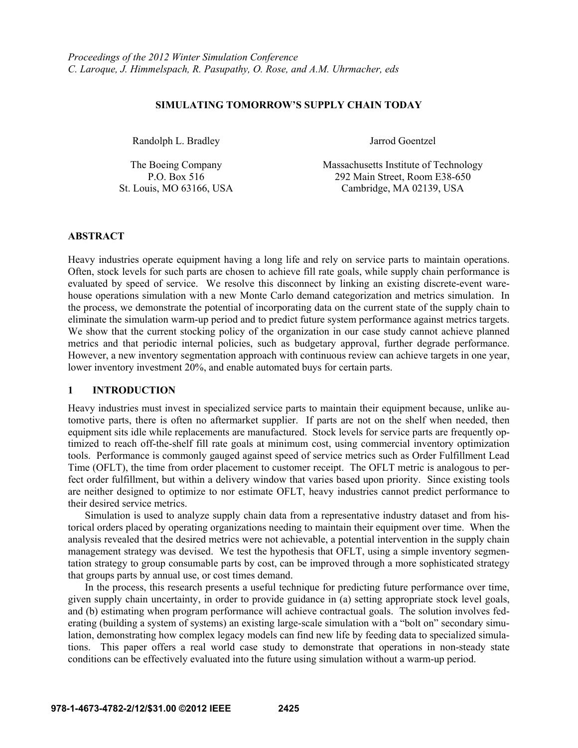*Proceedings of the 2012 Winter Simulation Conference*
*C. Laroque, J. Himmelspach, R. Pasupathy, O. Rose, and A.M. Uhrmacher, eds*

# SIMULATING TOMORROW'S SUPPLY CHAIN TODAY

Randolph L. Bradley

The Boeing Company
P.O. Box 516
St. Louis, MO 63166, USA

Jarrod Goentzel

Massachusetts Institute of Technology
292 Main Street, Room E38-650
Cambridge, MA 02139, USA

## ABSTRACT

Heavy industries operate equipment having a long life and rely on service parts to maintain operations. Often, stock levels for such parts are chosen to achieve fill rate goals, while supply chain performance is evaluated by speed of service. We resolve this disconnect by linking an existing discrete-event warehouse operations simulation with a new Monte Carlo demand categorization and metrics simulation. In the process, we demonstrate the potential of incorporating data on the current state of the supply chain to eliminate the simulation warm-up period and to predict future system performance against metrics targets. We show that the current stocking policy of the organization in our case study cannot achieve planned metrics and that periodic internal policies, such as budgetary approval, further degrade performance. However, a new inventory segmentation approach with continuous review can achieve targets in one year, lower inventory investment 20%, and enable automated buys for certain parts.

## 1 INTRODUCTION

Heavy industries must invest in specialized service parts to maintain their equipment because, unlike automotive parts, there is often no aftermarket supplier. If parts are not on the shelf when needed, then equipment sits idle while replacements are manufactured. Stock levels for service parts are frequently optimized to reach off-the-shelf fill rate goals at minimum cost, using commercial inventory optimization tools. Performance is commonly gauged against speed of service metrics such as Order Fulfillment Lead Time (OFLT), the time from order placement to customer receipt. The OFLT metric is analogous to perfect order fulfillment, but within a delivery window that varies based upon priority. Since existing tools are neither designed to optimize to nor estimate OFLT, heavy industries cannot predict performance to their desired service metrics.

Simulation is used to analyze supply chain data from a representative industry dataset and from historical orders placed by operating organizations needing to maintain their equipment over time. When the analysis revealed that the desired metrics were not achievable, a potential intervention in the supply chain management strategy was devised. We test the hypothesis that OFLT, using a simple inventory segmentation strategy to group consumable parts by cost, can be improved through a more sophisticated strategy that groups parts by annual use, or cost times demand.

In the process, this research presents a useful technique for predicting future performance over time, given supply chain uncertainty, in order to provide guidance in (a) setting appropriate stock level goals, and (b) estimating when program performance will achieve contractual goals. The solution involves federating (building a system of systems) an existing large-scale simulation with a "bolt on" secondary simulation, demonstrating how complex legacy models can find new life by feeding data to specialized simulations. This paper offers a real world case study to demonstrate that operations in non-steady state conditions can be effectively evaluated into the future using simulation without a warm-up period.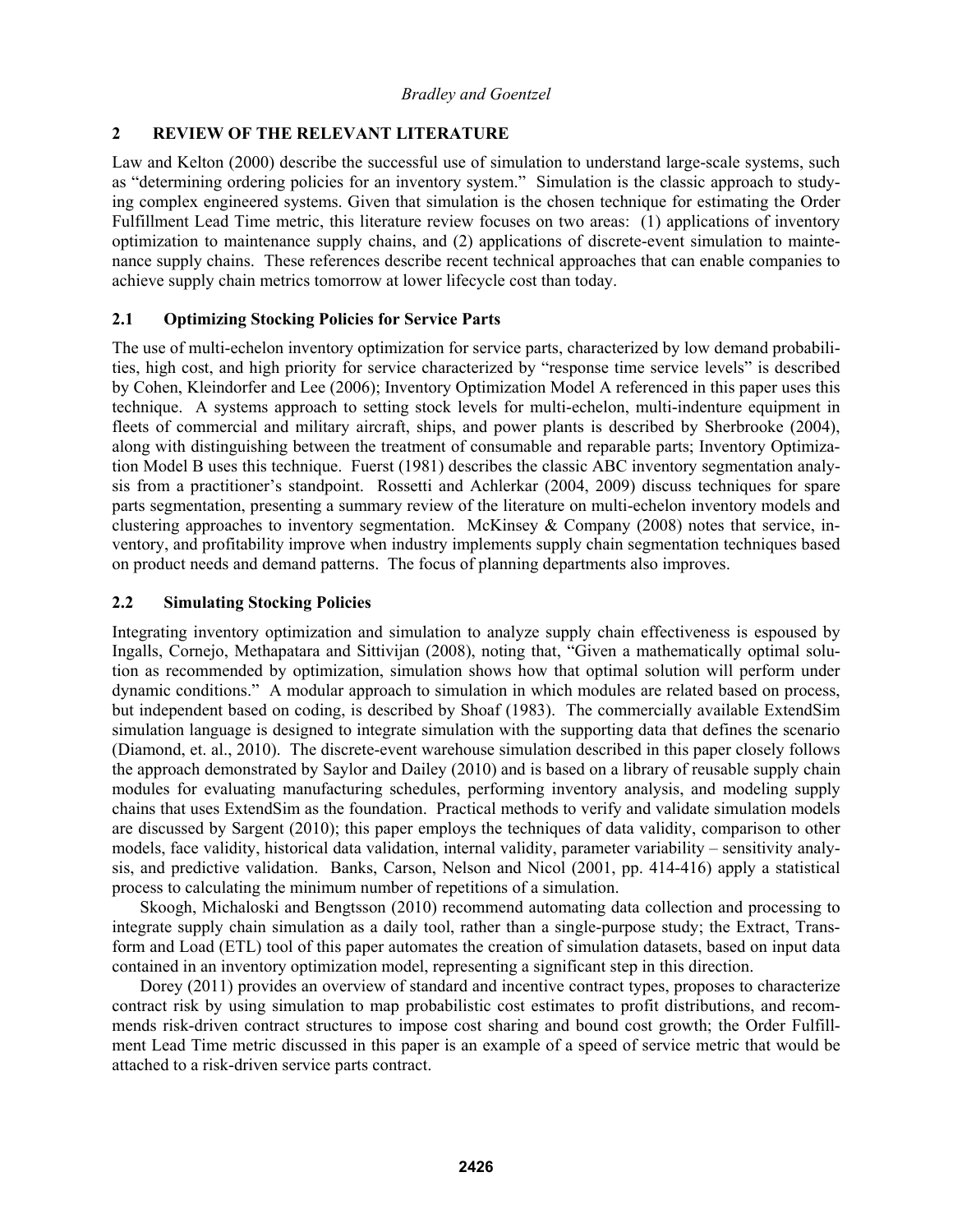## 2 REVIEW OF THE RELEVANT LITERATURE

Law and Kelton (2000) describe the successful use of simulation to understand large-scale systems, such as "determining ordering policies for an inventory system." Simulation is the classic approach to studying complex engineered systems. Given that simulation is the chosen technique for estimating the Order Fulfillment Lead Time metric, this literature review focuses on two areas: (1) applications of inventory optimization to maintenance supply chains, and (2) applications of discrete-event simulation to maintenance supply chains. These references describe recent technical approaches that can enable companies to achieve supply chain metrics tomorrow at lower lifecycle cost than today.

### 2.1 Optimizing Stocking Policies for Service Parts

The use of multi-echelon inventory optimization for service parts, characterized by low demand probabilities, high cost, and high priority for service characterized by "response time service levels" is described by Cohen, Kleindorfer and Lee (2006); Inventory Optimization Model A referenced in this paper uses this technique. A systems approach to setting stock levels for multi-echelon, multi-indenture equipment in fleets of commercial and military aircraft, ships, and power plants is described by Sherbrooke (2004), along with distinguishing between the treatment of consumable and reparable parts; Inventory Optimization Model B uses this technique. Fuerst (1981) describes the classic ABC inventory segmentation analysis from a practitioner's standpoint. Rossetti and Achlerkar (2004, 2009) discuss techniques for spare parts segmentation, presenting a summary review of the literature on multi-echelon inventory models and clustering approaches to inventory segmentation. McKinsey & Company (2008) notes that service, inventory, and profitability improve when industry implements supply chain segmentation techniques based on product needs and demand patterns. The focus of planning departments also improves.

### 2.2 Simulating Stocking Policies

Integrating inventory optimization and simulation to analyze supply chain effectiveness is espoused by Ingalls, Cornejo, Methapatara and Sittivijan (2008), noting that, "Given a mathematically optimal solution as recommended by optimization, simulation shows how that optimal solution will perform under dynamic conditions." A modular approach to simulation in which modules are related based on process, but independent based on coding, is described by Shoaf (1983). The commercially available ExtendSim simulation language is designed to integrate simulation with the supporting data that defines the scenario (Diamond, et. al., 2010). The discrete-event warehouse simulation described in this paper closely follows the approach demonstrated by Saylor and Dailey (2010) and is based on a library of reusable supply chain modules for evaluating manufacturing schedules, performing inventory analysis, and modeling supply chains that uses ExtendSim as the foundation. Practical methods to verify and validate simulation models are discussed by Sargent (2010); this paper employs the techniques of data validity, comparison to other models, face validity, historical data validation, internal validity, parameter variability – sensitivity analysis, and predictive validation. Banks, Carson, Nelson and Nicol (2001, pp. 414-416) apply a statistical process to calculating the minimum number of repetitions of a simulation.

Skoogh, Michaloski and Bengtsson (2010) recommend automating data collection and processing to integrate supply chain simulation as a daily tool, rather than a single-purpose study; the Extract, Transform and Load (ETL) tool of this paper automates the creation of simulation datasets, based on input data contained in an inventory optimization model, representing a significant step in this direction.

Dorey (2011) provides an overview of standard and incentive contract types, proposes to characterize contract risk by using simulation to map probabilistic cost estimates to profit distributions, and recommends risk-driven contract structures to impose cost sharing and bound cost growth; the Order Fulfillment Lead Time metric discussed in this paper is an example of a speed of service metric that would be attached to a risk-driven service parts contract.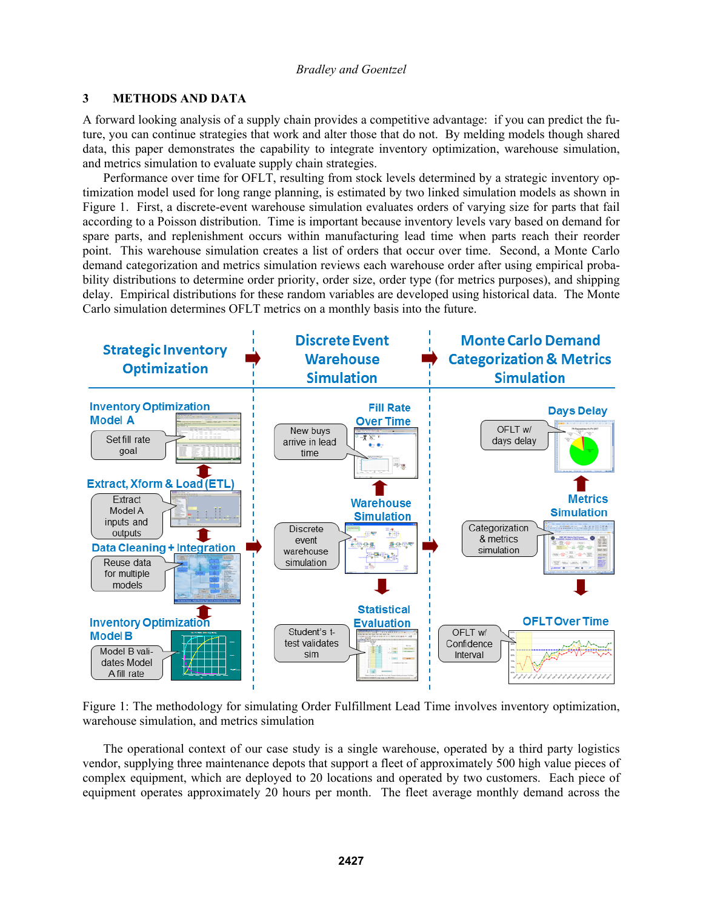## 3 METHODS AND DATA

A forward looking analysis of a supply chain provides a competitive advantage: if you can predict the future, you can continue strategies that work and alter those that do not. By melding models though shared data, this paper demonstrates the capability to integrate inventory optimization, warehouse simulation, and metrics simulation to evaluate supply chain strategies.

Performance over time for OFLT, resulting from stock levels determined by a strategic inventory optimization model used for long range planning, is estimated by two linked simulation models as shown in Figure 1. First, a discrete-event warehouse simulation evaluates orders of varying size for parts that fail according to a Poisson distribution. Time is important because inventory levels vary based on demand for spare parts, and replenishment occurs within manufacturing lead time when parts reach their reorder point. This warehouse simulation creates a list of orders that occur over time. Second, a Monte Carlo demand categorization and metrics simulation reviews each warehouse order after using empirical probability distributions to determine order priority, order size, order type (for metrics purposes), and shipping delay. Empirical distributions for these random variables are developed using historical data. The Monte Carlo simulation determines OFLT metrics on a monthly basis into the future.

Figure 1: The methodology for simulating Order Fulfillment Lead Time involves inventory optimization, warehouse simulation, and metrics simulation

The operational context of our case study is a single warehouse, operated by a third party logistics vendor, supplying three maintenance depots that support a fleet of approximately 500 high value pieces of complex equipment, which are deployed to 20 locations and operated by two customers. Each piece of equipment operates approximately 20 hours per month. The fleet average monthly demand across the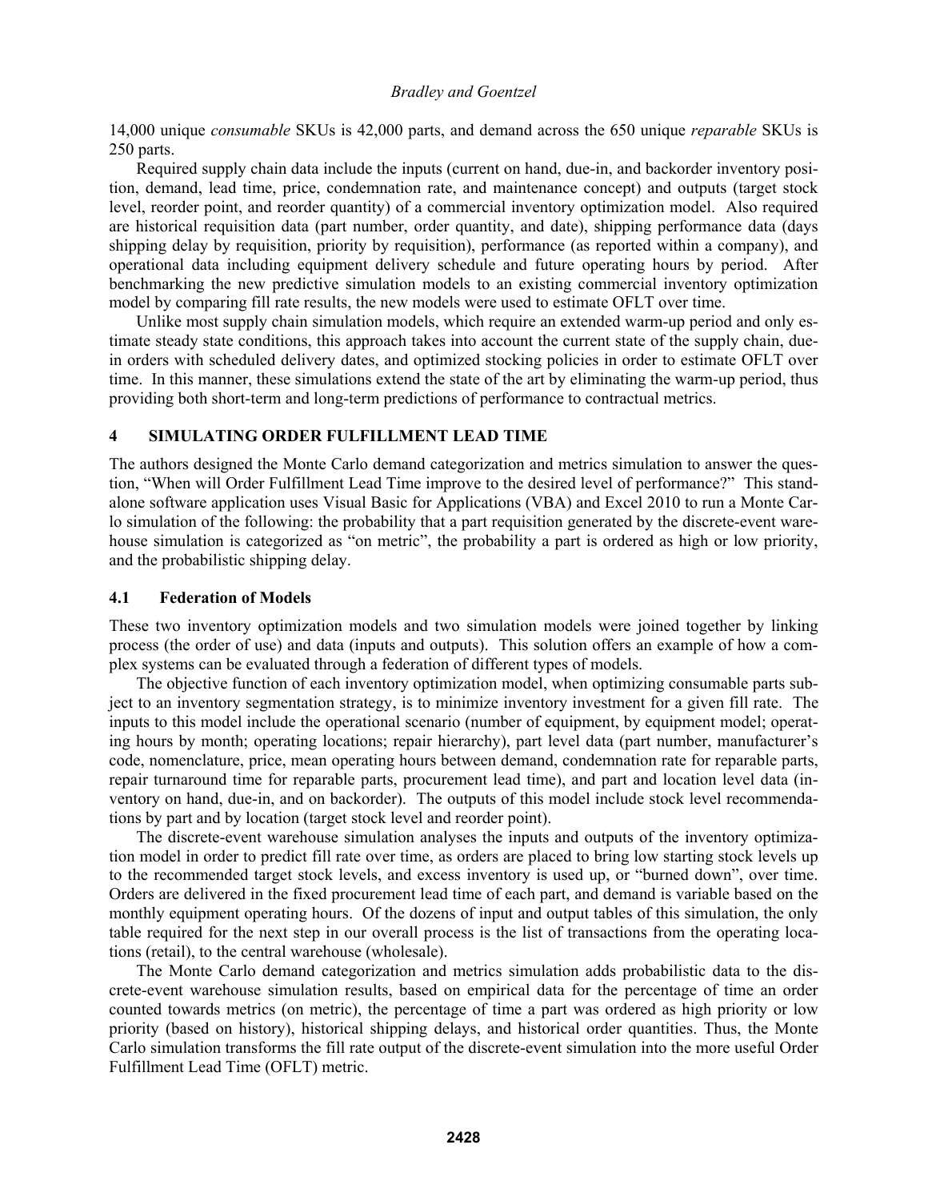14,000 unique *consumable* SKUs is 42,000 parts, and demand across the 650 unique *reparable* SKUs is 250 parts.

Required supply chain data include the inputs (current on hand, due-in, and backorder inventory position, demand, lead time, price, condemnation rate, and maintenance concept) and outputs (target stock level, reorder point, and reorder quantity) of a commercial inventory optimization model. Also required are historical requisition data (part number, order quantity, and date), shipping performance data (days shipping delay by requisition, priority by requisition), performance (as reported within a company), and operational data including equipment delivery schedule and future operating hours by period. After benchmarking the new predictive simulation models to an existing commercial inventory optimization model by comparing fill rate results, the new models were used to estimate OFLT over time.

Unlike most supply chain simulation models, which require an extended warm-up period and only estimate steady state conditions, this approach takes into account the current state of the supply chain, due-in orders with scheduled delivery dates, and optimized stocking policies in order to estimate OFLT over time. In this manner, these simulations extend the state of the art by eliminating the warm-up period, thus providing both short-term and long-term predictions of performance to contractual metrics.

## 4 SIMULATING ORDER FULFILLMENT LEAD TIME

The authors designed the Monte Carlo demand categorization and metrics simulation to answer the question, "When will Order Fulfillment Lead Time improve to the desired level of performance?" This standalone software application uses Visual Basic for Applications (VBA) and Excel 2010 to run a Monte Carlo simulation of the following: the probability that a part requisition generated by the discrete-event warehouse simulation is categorized as "on metric", the probability a part is ordered as high or low priority, and the probabilistic shipping delay.

### 4.1 Federation of Models

These two inventory optimization models and two simulation models were joined together by linking process (the order of use) and data (inputs and outputs). This solution offers an example of how a complex systems can be evaluated through a federation of different types of models.

The objective function of each inventory optimization model, when optimizing consumable parts subject to an inventory segmentation strategy, is to minimize inventory investment for a given fill rate. The inputs to this model include the operational scenario (number of equipment, by equipment model; operating hours by month; operating locations; repair hierarchy), part level data (part number, manufacturer's code, nomenclature, price, mean operating hours between demand, condemnation rate for reparable parts, repair turnaround time for reparable parts, procurement lead time), and part and location level data (inventory on hand, due-in, and on backorder). The outputs of this model include stock level recommendations by part and by location (target stock level and reorder point).

The discrete-event warehouse simulation analyses the inputs and outputs of the inventory optimization model in order to predict fill rate over time, as orders are placed to bring low starting stock levels up to the recommended target stock levels, and excess inventory is used up, or "burned down", over time. Orders are delivered in the fixed procurement lead time of each part, and demand is variable based on the monthly equipment operating hours. Of the dozens of input and output tables of this simulation, the only table required for the next step in our overall process is the list of transactions from the operating locations (retail), to the central warehouse (wholesale).

The Monte Carlo demand categorization and metrics simulation adds probabilistic data to the discrete-event warehouse simulation results, based on empirical data for the percentage of time an order counted towards metrics (on metric), the percentage of time a part was ordered as high priority or low priority (based on history), historical shipping delays, and historical order quantities. Thus, the Monte Carlo simulation transforms the fill rate output of the discrete-event simulation into the more useful Order Fulfillment Lead Time (OFLT) metric.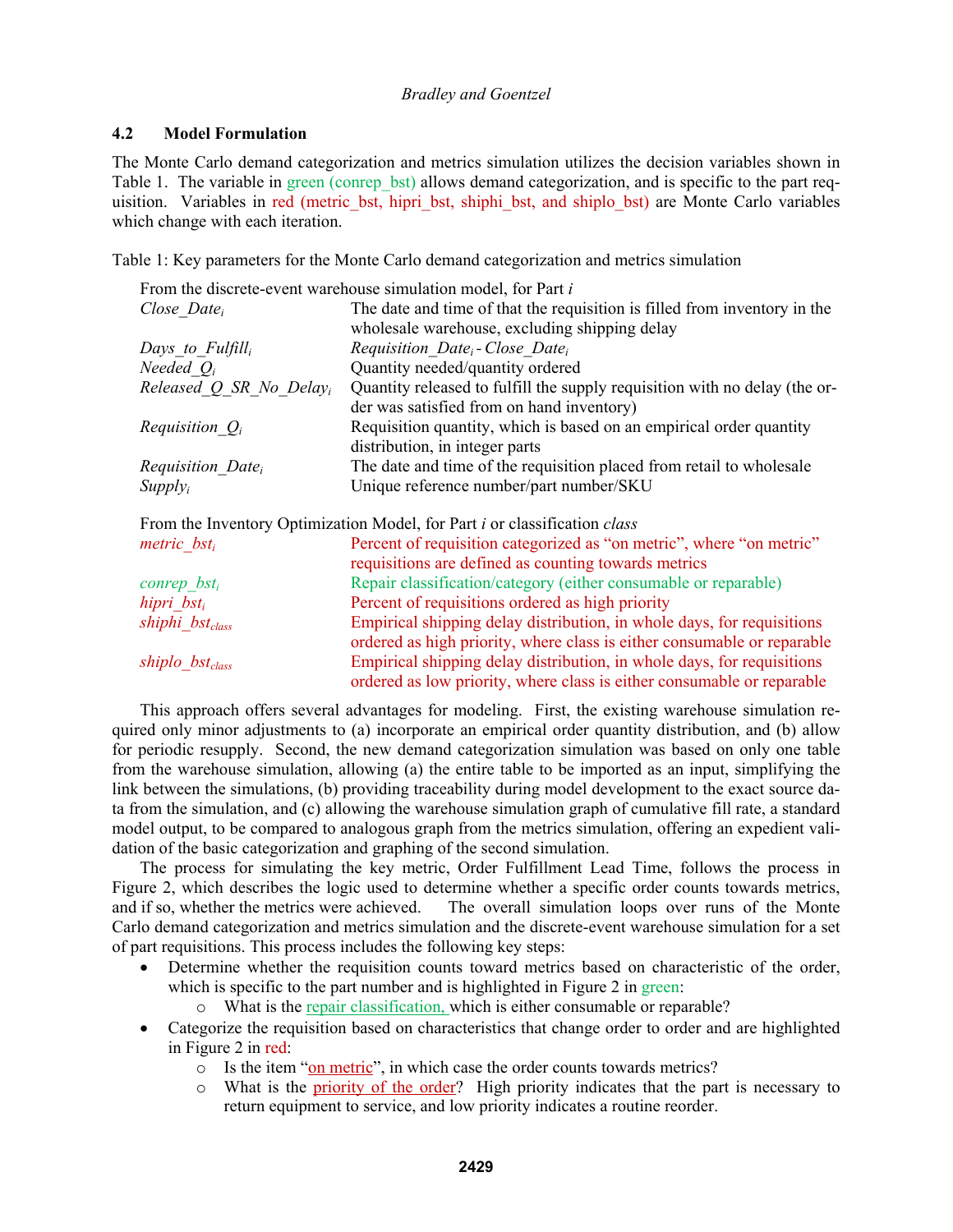### 4.2 Model Formulation

The Monte Carlo demand categorization and metrics simulation utilizes the decision variables shown in Table 1. The variable in green (conrep_bst) allows demand categorization, and is specific to the part requisition. Variables in red (metric_bst, hipri_bst, shiphi_bst, and shiplo_bst) are Monte Carlo variables which change with each iteration.

Table 1: Key parameters for the Monte Carlo demand categorization and metrics simulation

| Parameter | Description |
|---|---|
| From the discrete-event warehouse simulation model, for Part *i* | |
| $Close\_Date_i$ | The date and time of that the requisition is filled from inventory in the wholesale warehouse, excluding shipping delay |
| $Days\_to\_Fulfill_i$ | $Requisition\_Date_i - Close\_Date_i$ |
| $Needed\_Q_i$ | Quantity needed/quantity ordered |
| $Released\_Q\_SR\_No\_Delay_i$ | Quantity released to fulfill the supply requisition with no delay (the order was satisfied from on hand inventory) |
| $Requisition\_Q_i$ | Requisition quantity, which is based on an empirical order quantity distribution, in integer parts |
| $Requisition\_Date_i$ | The date and time of the requisition placed from retail to wholesale |
| $Supply_i$ | Unique reference number/part number/SKU |
| From the Inventory Optimization Model, for Part *i* or classification *class* | |
| $metric\_bst_i$ | Percent of requisition categorized as "on metric", where "on metric" requisitions are defined as counting towards metrics |
| $conrep\_bst_i$ | Repair classification/category (either consumable or reparable) |
| $hipri\_bst_i$ | Percent of requisitions ordered as high priority |
| $shiphi\_bst_{class}$ | Empirical shipping delay distribution, in whole days, for requisitions ordered as high priority, where class is either consumable or reparable |
| $shiplo\_bst_{class}$ | Empirical shipping delay distribution, in whole days, for requisitions ordered as low priority, where class is either consumable or reparable |

This approach offers several advantages for modeling. First, the existing warehouse simulation required only minor adjustments to (a) incorporate an empirical order quantity distribution, and (b) allow for periodic resupply. Second, the new demand categorization simulation was based on only one table from the warehouse simulation, allowing (a) the entire table to be imported as an input, simplifying the link between the simulations, (b) providing traceability during model development to the exact source data from the simulation, and (c) allowing the warehouse simulation graph of cumulative fill rate, a standard model output, to be compared to analogous graph from the metrics simulation, offering an expedient validation of the basic categorization and graphing of the second simulation.

The process for simulating the key metric, Order Fulfillment Lead Time, follows the process in Figure 2, which describes the logic used to determine whether a specific order counts towards metrics, and if so, whether the metrics were achieved. The overall simulation loops over runs of the Monte Carlo demand categorization and metrics simulation and the discrete-event warehouse simulation for a set of part requisitions. This process includes the following key steps:

- Determine whether the requisition counts toward metrics based on characteristic of the order, which is specific to the part number and is highlighted in Figure 2 in green:
  - What is the repair classification, which is either consumable or reparable?
- Categorize the requisition based on characteristics that change order to order and are highlighted in Figure 2 in red:
  - Is the item "on metric", in which case the order counts towards metrics?
  - What is the priority of the order? High priority indicates that the part is necessary to return equipment to service, and low priority indicates a routine reorder.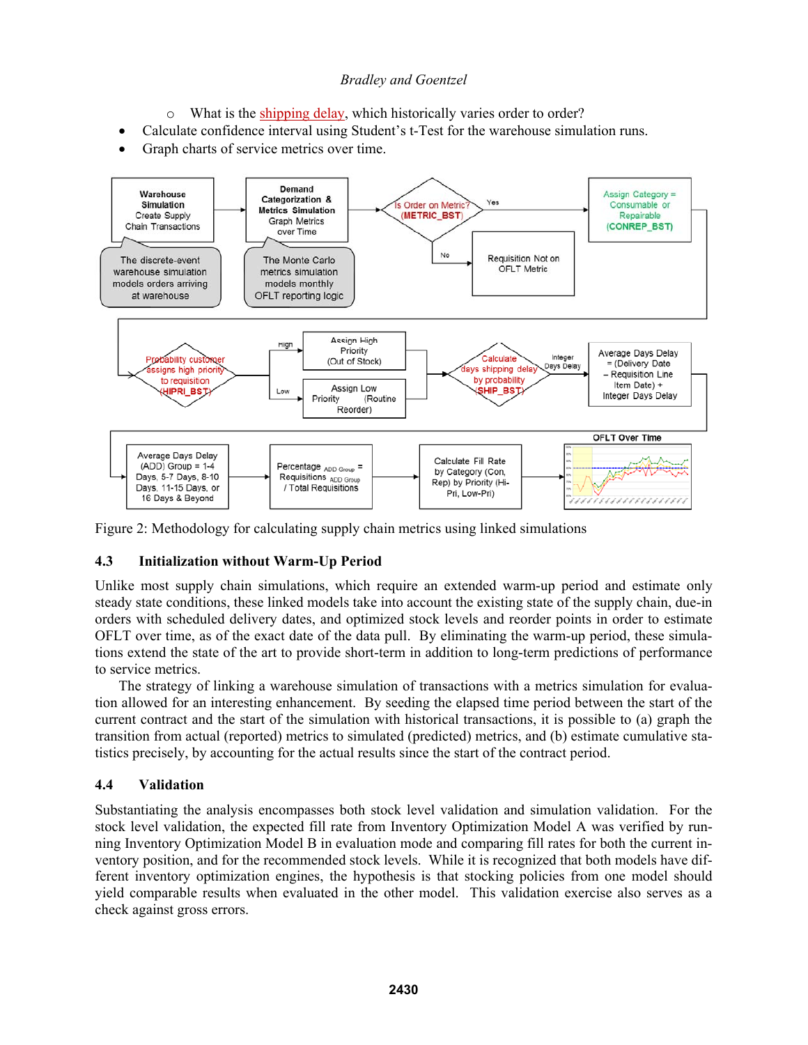- What is the shipping delay, which historically varies order to order?

- Calculate confidence interval using Student's t-Test for the warehouse simulation runs.
- Graph charts of service metrics over time.

Figure 2: Methodology for calculating supply chain metrics using linked simulations

## 4.3 Initialization without Warm-Up Period

Unlike most supply chain simulations, which require an extended warm-up period and estimate only steady state conditions, these linked models take into account the existing state of the supply chain, due-in orders with scheduled delivery dates, and optimized stock levels and reorder points in order to estimate OFLT over time, as of the exact date of the data pull. By eliminating the warm-up period, these simulations extend the state of the art to provide short-term in addition to long-term predictions of performance to service metrics.

The strategy of linking a warehouse simulation of transactions with a metrics simulation for evaluation allowed for an interesting enhancement. By seeding the elapsed time period between the start of the current contract and the start of the simulation with historical transactions, it is possible to (a) graph the transition from actual (reported) metrics to simulated (predicted) metrics, and (b) estimate cumulative statistics precisely, by accounting for the actual results since the start of the contract period.

## 4.4 Validation

Substantiating the analysis encompasses both stock level validation and simulation validation. For the stock level validation, the expected fill rate from Inventory Optimization Model A was verified by running Inventory Optimization Model B in evaluation mode and comparing fill rates for both the current inventory position, and for the recommended stock levels. While it is recognized that both models have different inventory optimization engines, the hypothesis is that stocking policies from one model should yield comparable results when evaluated in the other model. This validation exercise also serves as a check against gross errors.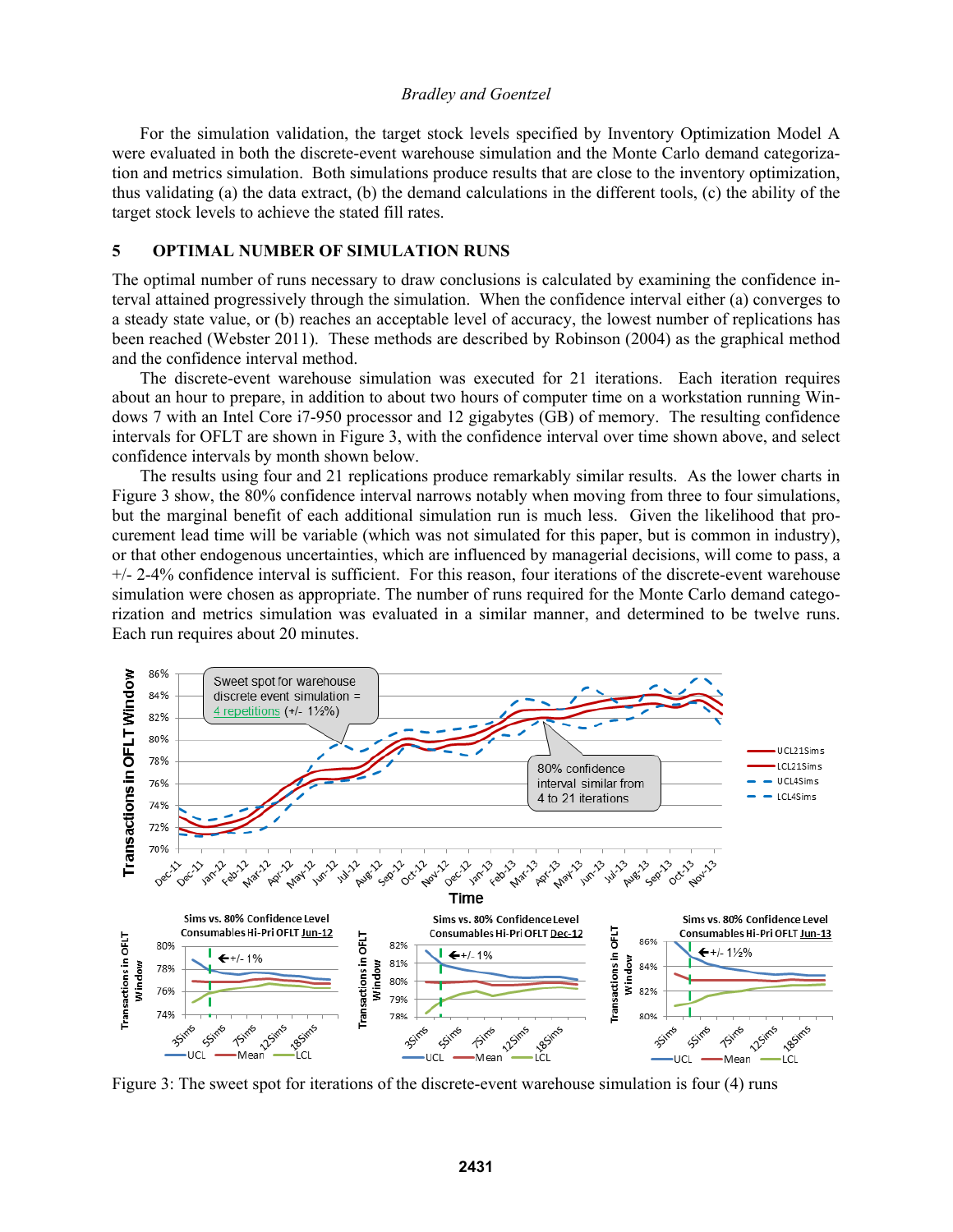For the simulation validation, the target stock levels specified by Inventory Optimization Model A were evaluated in both the discrete-event warehouse simulation and the Monte Carlo demand categorization and metrics simulation. Both simulations produce results that are close to the inventory optimization, thus validating (a) the data extract, (b) the demand calculations in the different tools, (c) the ability of the target stock levels to achieve the stated fill rates.

## 5 OPTIMAL NUMBER OF SIMULATION RUNS

The optimal number of runs necessary to draw conclusions is calculated by examining the confidence interval attained progressively through the simulation. When the confidence interval either (a) converges to a steady state value, or (b) reaches an acceptable level of accuracy, the lowest number of replications has been reached (Webster 2011). These methods are described by Robinson (2004) as the graphical method and the confidence interval method.

The discrete-event warehouse simulation was executed for 21 iterations. Each iteration requires about an hour to prepare, in addition to about two hours of computer time on a workstation running Windows 7 with an Intel Core i7-950 processor and 12 gigabytes (GB) of memory. The resulting confidence intervals for OFLT are shown in Figure 3, with the confidence interval over time shown above, and select confidence intervals by month shown below.

The results using four and 21 replications produce remarkably similar results. As the lower charts in Figure 3 show, the 80% confidence interval narrows notably when moving from three to four simulations, but the marginal benefit of each additional simulation run is much less. Given the likelihood that procurement lead time will be variable (which was not simulated for this paper, but is common in industry), or that other endogenous uncertainties, which are influenced by managerial decisions, will come to pass, a +/- 2-4% confidence interval is sufficient. For this reason, four iterations of the discrete-event warehouse simulation were chosen as appropriate. The number of runs required for the Monte Carlo demand categorization and metrics simulation was evaluated in a similar manner, and determined to be twelve runs. Each run requires about 20 minutes.

Figure 3: The sweet spot for iterations of the discrete-event warehouse simulation is four (4) runs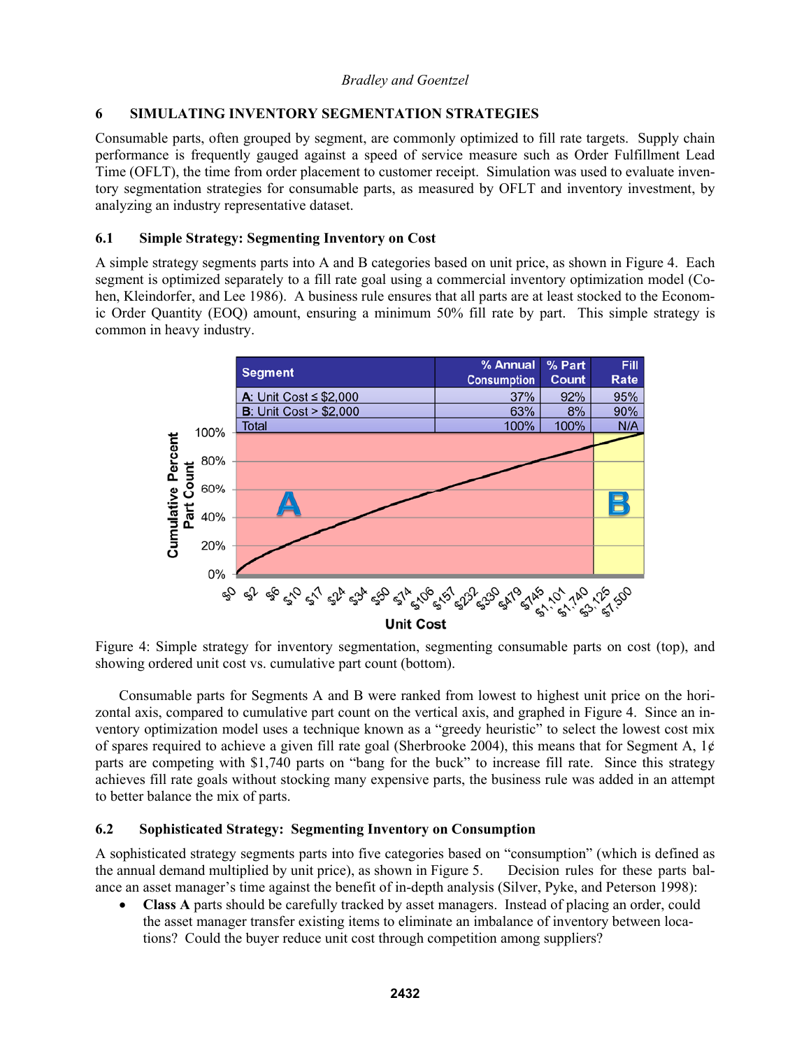## 6 SIMULATING INVENTORY SEGMENTATION STRATEGIES

Consumable parts, often grouped by segment, are commonly optimized to fill rate targets. Supply chain performance is frequently gauged against a speed of service measure such as Order Fulfillment Lead Time (OFLT), the time from order placement to customer receipt. Simulation was used to evaluate inventory segmentation strategies for consumable parts, as measured by OFLT and inventory investment, by analyzing an industry representative dataset.

### 6.1 Simple Strategy: Segmenting Inventory on Cost

A simple strategy segments parts into A and B categories based on unit price, as shown in Figure 4. Each segment is optimized separately to a fill rate goal using a commercial inventory optimization model (Cohen, Kleindorfer, and Lee 1986). A business rule ensures that all parts are at least stocked to the Economic Order Quantity (EOQ) amount, ensuring a minimum 50% fill rate by part. This simple strategy is common in heavy industry.

| Segment | % Annual Consumption | % Part Count | Fill Rate |
|---|---|---|---|
| A: Unit Cost ≤ $2,000 | 37% | 92% | 95% |
| B: Unit Cost > $2,000 | 63% | 8% | 90% |
| Total | 100% | 100% | N/A |

Figure 4: Simple strategy for inventory segmentation, segmenting consumable parts on cost (top), and showing ordered unit cost vs. cumulative part count (bottom).

Consumable parts for Segments A and B were ranked from lowest to highest unit price on the horizontal axis, compared to cumulative part count on the vertical axis, and graphed in Figure 4. Since an inventory optimization model uses a technique known as a "greedy heuristic" to select the lowest cost mix of spares required to achieve a given fill rate goal (Sherbrooke 2004), this means that for Segment A, 1¢ parts are competing with $1,740 parts on "bang for the buck" to increase fill rate. Since this strategy achieves fill rate goals without stocking many expensive parts, the business rule was added in an attempt to better balance the mix of parts.

### 6.2 Sophisticated Strategy: Segmenting Inventory on Consumption

A sophisticated strategy segments parts into five categories based on "consumption" (which is defined as the annual demand multiplied by unit price), as shown in Figure 5. Decision rules for these parts balance an asset manager's time against the benefit of in-depth analysis (Silver, Pyke, and Peterson 1998):

- **Class A** parts should be carefully tracked by asset managers. Instead of placing an order, could the asset manager transfer existing items to eliminate an imbalance of inventory between locations? Could the buyer reduce unit cost through competition among suppliers?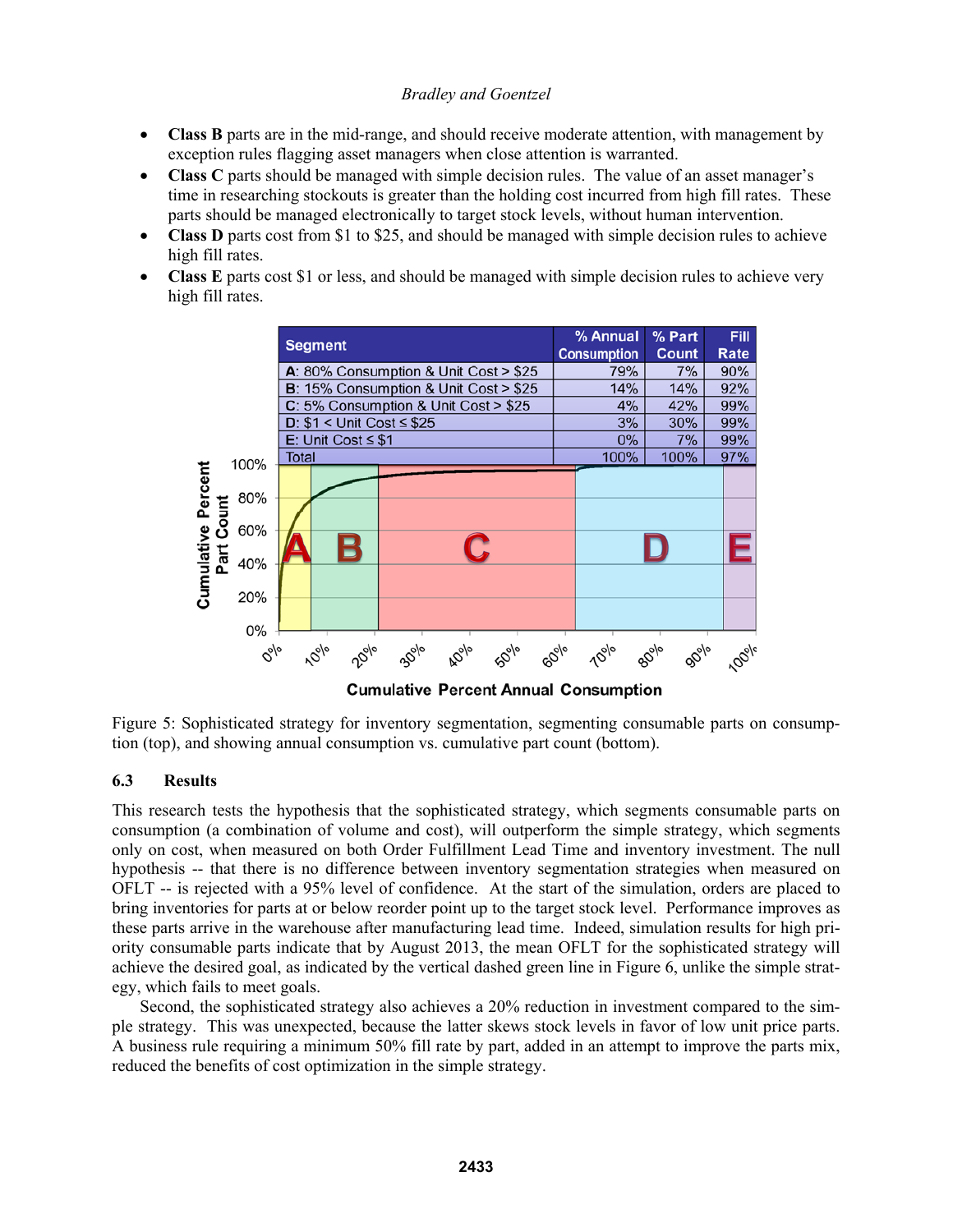- **Class B** parts are in the mid-range, and should receive moderate attention, with management by exception rules flagging asset managers when close attention is warranted.
- **Class C** parts should be managed with simple decision rules. The value of an asset manager's time in researching stockouts is greater than the holding cost incurred from high fill rates. These parts should be managed electronically to target stock levels, without human intervention.
- **Class D** parts cost from $1 to $25, and should be managed with simple decision rules to achieve high fill rates.
- **Class E** parts cost $1 or less, and should be managed with simple decision rules to achieve very high fill rates.

| Segment | % Annual Consumption | % Part Count | Fill Rate |
|---|---|---|---|
| A: 80% Consumption & Unit Cost > $25 | 79% | 7% | 90% |
| B: 15% Consumption & Unit Cost > $25 | 14% | 14% | 92% |
| C: 5% Consumption & Unit Cost > $25 | 4% | 42% | 99% |
| D: $1 < Unit Cost ≤ $25 | 3% | 30% | 99% |
| E: Unit Cost ≤ $1 | 0% | 7% | 99% |
| Total | 100% | 100% | 97% |

Figure 5: Sophisticated strategy for inventory segmentation, segmenting consumable parts on consumption (top), and showing annual consumption vs. cumulative part count (bottom).

### 6.3 Results

This research tests the hypothesis that the sophisticated strategy, which segments consumable parts on consumption (a combination of volume and cost), will outperform the simple strategy, which segments only on cost, when measured on both Order Fulfillment Lead Time and inventory investment. The null hypothesis -- that there is no difference between inventory segmentation strategies when measured on OFLT -- is rejected with a 95% level of confidence. At the start of the simulation, orders are placed to bring inventories for parts at or below reorder point up to the target stock level. Performance improves as these parts arrive in the warehouse after manufacturing lead time. Indeed, simulation results for high priority consumable parts indicate that by August 2013, the mean OFLT for the sophisticated strategy will achieve the desired goal, as indicated by the vertical dashed green line in Figure 6, unlike the simple strategy, which fails to meet goals.

Second, the sophisticated strategy also achieves a 20% reduction in investment compared to the simple strategy. This was unexpected, because the latter skews stock levels in favor of low unit price parts. A business rule requiring a minimum 50% fill rate by part, added in an attempt to improve the parts mix, reduced the benefits of cost optimization in the simple strategy.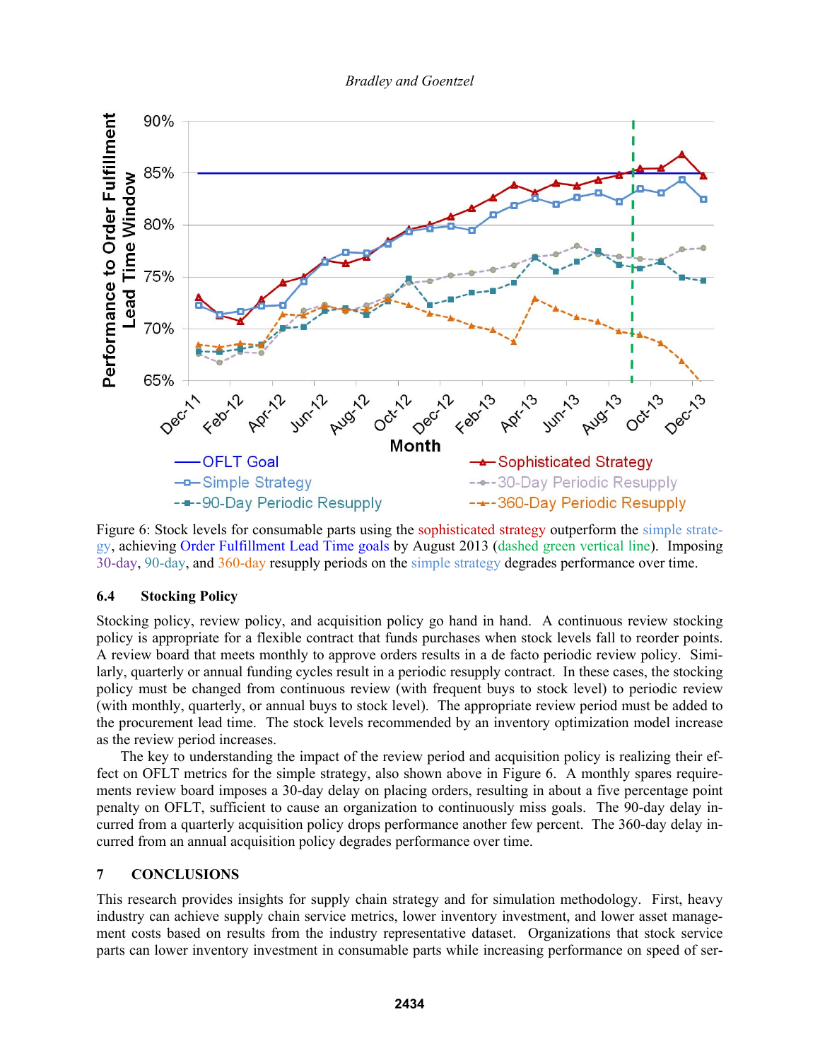Figure 6: Stock levels for consumable parts using the sophisticated strategy outperform the simple strategy, achieving Order Fulfillment Lead Time goals by August 2013 (dashed green vertical line). Imposing 30-day, 90-day, and 360-day resupply periods on the simple strategy degrades performance over time.

### 6.4 Stocking Policy

Stocking policy, review policy, and acquisition policy go hand in hand. A continuous review stocking policy is appropriate for a flexible contract that funds purchases when stock levels fall to reorder points. A review board that meets monthly to approve orders results in a de facto periodic review policy. Similarly, quarterly or annual funding cycles result in a periodic resupply contract. In these cases, the stocking policy must be changed from continuous review (with frequent buys to stock level) to periodic review (with monthly, quarterly, or annual buys to stock level). The appropriate review period must be added to the procurement lead time. The stock levels recommended by an inventory optimization model increase as the review period increases.

The key to understanding the impact of the review period and acquisition policy is realizing their effect on OFLT metrics for the simple strategy, also shown above in Figure 6. A monthly spares requirements review board imposes a 30-day delay on placing orders, resulting in about a five percentage point penalty on OFLT, sufficient to cause an organization to continuously miss goals. The 90-day delay incurred from a quarterly acquisition policy drops performance another few percent. The 360-day delay incurred from an annual acquisition policy degrades performance over time.

## 7 CONCLUSIONS

This research provides insights for supply chain strategy and for simulation methodology. First, heavy industry can achieve supply chain service metrics, lower inventory investment, and lower asset management costs based on results from the industry representative dataset. Organizations that stock service parts can lower inventory investment in consumable parts while increasing performance on speed of ser-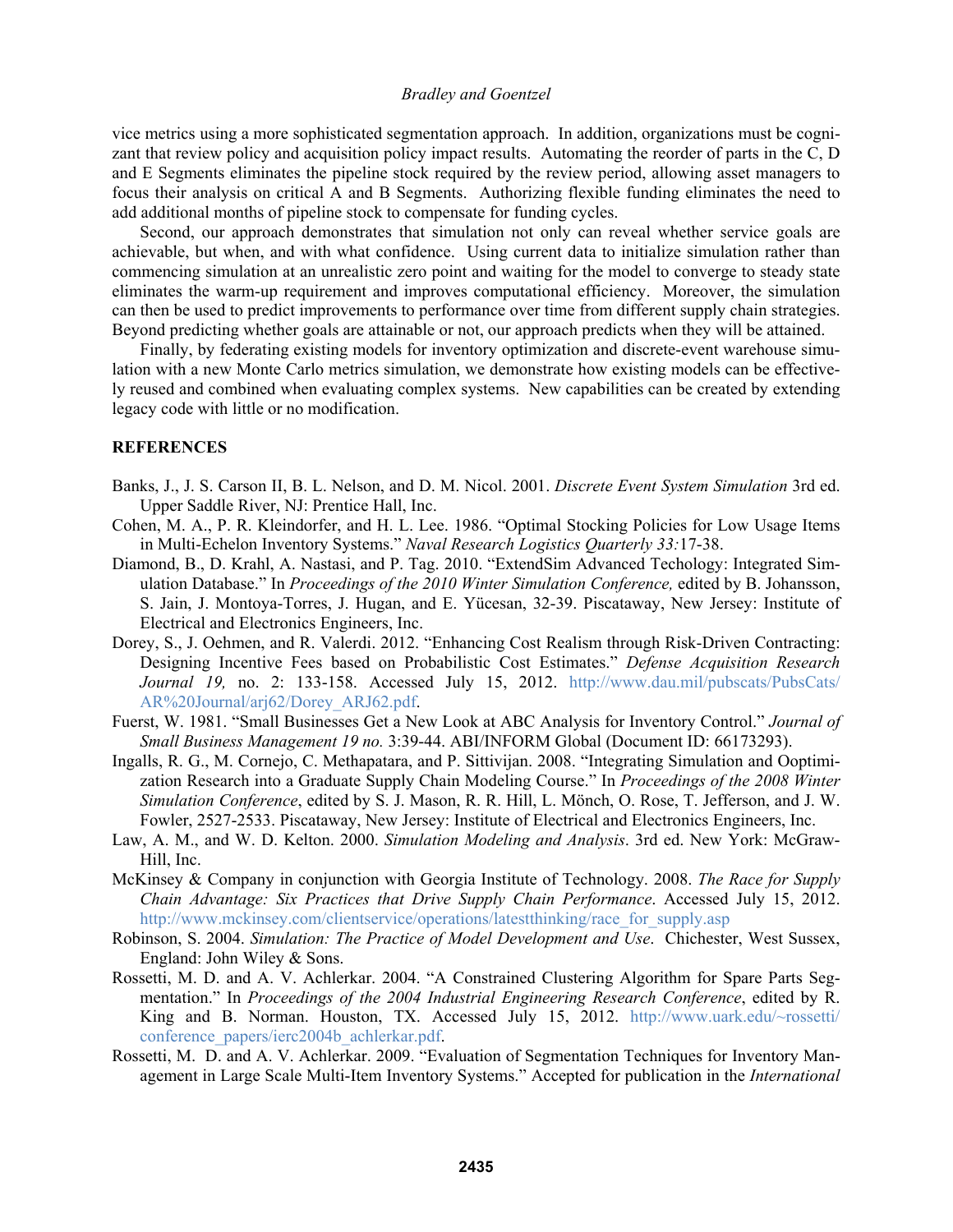vice metrics using a more sophisticated segmentation approach. In addition, organizations must be cognizant that review policy and acquisition policy impact results. Automating the reorder of parts in the C, D and E Segments eliminates the pipeline stock required by the review period, allowing asset managers to focus their analysis on critical A and B Segments. Authorizing flexible funding eliminates the need to add additional months of pipeline stock to compensate for funding cycles.

Second, our approach demonstrates that simulation not only can reveal whether service goals are achievable, but when, and with what confidence. Using current data to initialize simulation rather than commencing simulation at an unrealistic zero point and waiting for the model to converge to steady state eliminates the warm-up requirement and improves computational efficiency. Moreover, the simulation can then be used to predict improvements to performance over time from different supply chain strategies. Beyond predicting whether goals are attainable or not, our approach predicts when they will be attained.

Finally, by federating existing models for inventory optimization and discrete-event warehouse simulation with a new Monte Carlo metrics simulation, we demonstrate how existing models can be effectively reused and combined when evaluating complex systems. New capabilities can be created by extending legacy code with little or no modification.

## REFERENCES

Banks, J., J. S. Carson II, B. L. Nelson, and D. M. Nicol. 2001. *Discrete Event System Simulation* 3rd ed. Upper Saddle River, NJ: Prentice Hall, Inc.

Cohen, M. A., P. R. Kleindorfer, and H. L. Lee. 1986. "Optimal Stocking Policies for Low Usage Items in Multi-Echelon Inventory Systems." *Naval Research Logistics Quarterly 33:*17-38.

Diamond, B., D. Krahl, A. Nastasi, and P. Tag. 2010. "ExtendSim Advanced Techology: Integrated Simulation Database." In *Proceedings of the 2010 Winter Simulation Conference,* edited by B. Johansson, S. Jain, J. Montoya-Torres, J. Hugan, and E. Yücesan, 32-39. Piscataway, New Jersey: Institute of Electrical and Electronics Engineers, Inc.

Dorey, S., J. Oehmen, and R. Valerdi. 2012. "Enhancing Cost Realism through Risk-Driven Contracting: Designing Incentive Fees based on Probabilistic Cost Estimates." *Defense Acquisition Research Journal 19,* no. 2: 133-158. Accessed July 15, 2012. http://www.dau.mil/pubscats/PubsCats/AR%20Journal/arj62/Dorey_ARJ62.pdf.

Fuerst, W. 1981. "Small Businesses Get a New Look at ABC Analysis for Inventory Control." *Journal of Small Business Management 19 no.* 3:39-44. ABI/INFORM Global (Document ID: 66173293).

Ingalls, R. G., M. Cornejo, C. Methapatara, and P. Sittivijan. 2008. "Integrating Simulation and Ooptimization Research into a Graduate Supply Chain Modeling Course." In *Proceedings of the 2008 Winter Simulation Conference*, edited by S. J. Mason, R. R. Hill, L. Mönch, O. Rose, T. Jefferson, and J. W. Fowler, 2527-2533. Piscataway, New Jersey: Institute of Electrical and Electronics Engineers, Inc.

Law, A. M., and W. D. Kelton. 2000. *Simulation Modeling and Analysis*. 3rd ed. New York: McGraw-Hill, Inc.

McKinsey & Company in conjunction with Georgia Institute of Technology. 2008. *The Race for Supply Chain Advantage: Six Practices that Drive Supply Chain Performance*. Accessed July 15, 2012. http://www.mckinsey.com/clientservice/operations/latestthinking/race_for_supply.asp

Robinson, S. 2004. *Simulation: The Practice of Model Development and Use*. Chichester, West Sussex, England: John Wiley & Sons.

Rossetti, M. D. and A. V. Achlerkar. 2004. "A Constrained Clustering Algorithm for Spare Parts Segmentation." In *Proceedings of the 2004 Industrial Engineering Research Conference*, edited by R. King and B. Norman. Houston, TX. Accessed July 15, 2012. http://www.uark.edu/~rossetti/conference_papers/ierc2004b_achlerkar.pdf.

Rossetti, M. D. and A. V. Achlerkar. 2009. "Evaluation of Segmentation Techniques for Inventory Management in Large Scale Multi-Item Inventory Systems." Accepted for publication in the *International*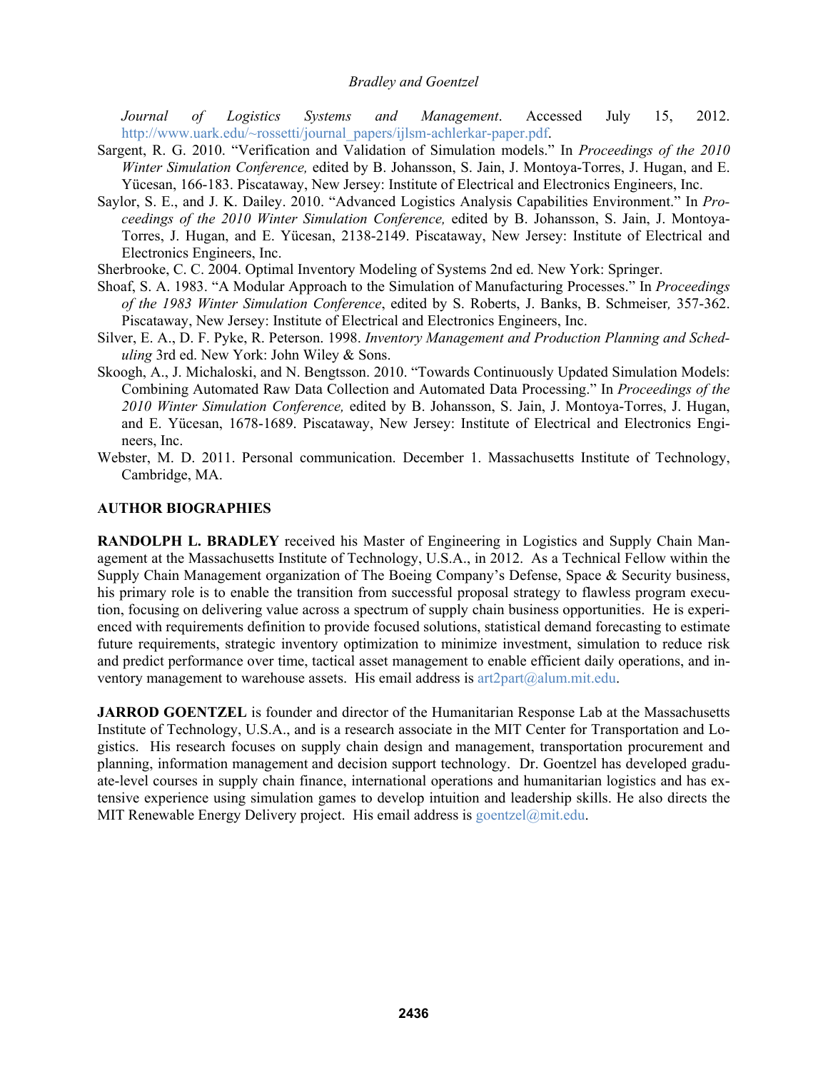*Journal of Logistics Systems and Management*. Accessed July 15, 2012. http://www.uark.edu/~rossetti/journal_papers/ijlsm-achlerkar-paper.pdf.

Sargent, R. G. 2010. "Verification and Validation of Simulation models." In *Proceedings of the 2010 Winter Simulation Conference,* edited by B. Johansson, S. Jain, J. Montoya-Torres, J. Hugan, and E. Yücesan, 166-183. Piscataway, New Jersey: Institute of Electrical and Electronics Engineers, Inc.

Saylor, S. E., and J. K. Dailey. 2010. "Advanced Logistics Analysis Capabilities Environment." In *Proceedings of the 2010 Winter Simulation Conference,* edited by B. Johansson, S. Jain, J. Montoya-Torres, J. Hugan, and E. Yücesan, 2138-2149. Piscataway, New Jersey: Institute of Electrical and Electronics Engineers, Inc.

Sherbrooke, C. C. 2004. Optimal Inventory Modeling of Systems 2nd ed. New York: Springer.

Shoaf, S. A. 1983. "A Modular Approach to the Simulation of Manufacturing Processes." In *Proceedings of the 1983 Winter Simulation Conference*, edited by S. Roberts, J. Banks, B. Schmeiser*,* 357-362. Piscataway, New Jersey: Institute of Electrical and Electronics Engineers, Inc.

Silver, E. A., D. F. Pyke, R. Peterson. 1998. *Inventory Management and Production Planning and Scheduling* 3rd ed. New York: John Wiley & Sons.

Skoogh, A., J. Michaloski, and N. Bengtsson. 2010. "Towards Continuously Updated Simulation Models: Combining Automated Raw Data Collection and Automated Data Processing." In *Proceedings of the 2010 Winter Simulation Conference,* edited by B. Johansson, S. Jain, J. Montoya-Torres, J. Hugan, and E. Yücesan, 1678-1689. Piscataway, New Jersey: Institute of Electrical and Electronics Engineers, Inc.

Webster, M. D. 2011. Personal communication. December 1. Massachusetts Institute of Technology, Cambridge, MA.

## AUTHOR BIOGRAPHIES

**RANDOLPH L. BRADLEY** received his Master of Engineering in Logistics and Supply Chain Management at the Massachusetts Institute of Technology, U.S.A., in 2012. As a Technical Fellow within the Supply Chain Management organization of The Boeing Company's Defense, Space & Security business, his primary role is to enable the transition from successful proposal strategy to flawless program execution, focusing on delivering value across a spectrum of supply chain business opportunities. He is experienced with requirements definition to provide focused solutions, statistical demand forecasting to estimate future requirements, strategic inventory optimization to minimize investment, simulation to reduce risk and predict performance over time, tactical asset management to enable efficient daily operations, and inventory management to warehouse assets. His email address is art2part@alum.mit.edu.

**JARROD GOENTZEL** is founder and director of the Humanitarian Response Lab at the Massachusetts Institute of Technology, U.S.A., and is a research associate in the MIT Center for Transportation and Logistics. His research focuses on supply chain design and management, transportation procurement and planning, information management and decision support technology. Dr. Goentzel has developed graduate-level courses in supply chain finance, international operations and humanitarian logistics and has extensive experience using simulation games to develop intuition and leadership skills. He also directs the MIT Renewable Energy Delivery project. His email address is goentzel@mit.edu.